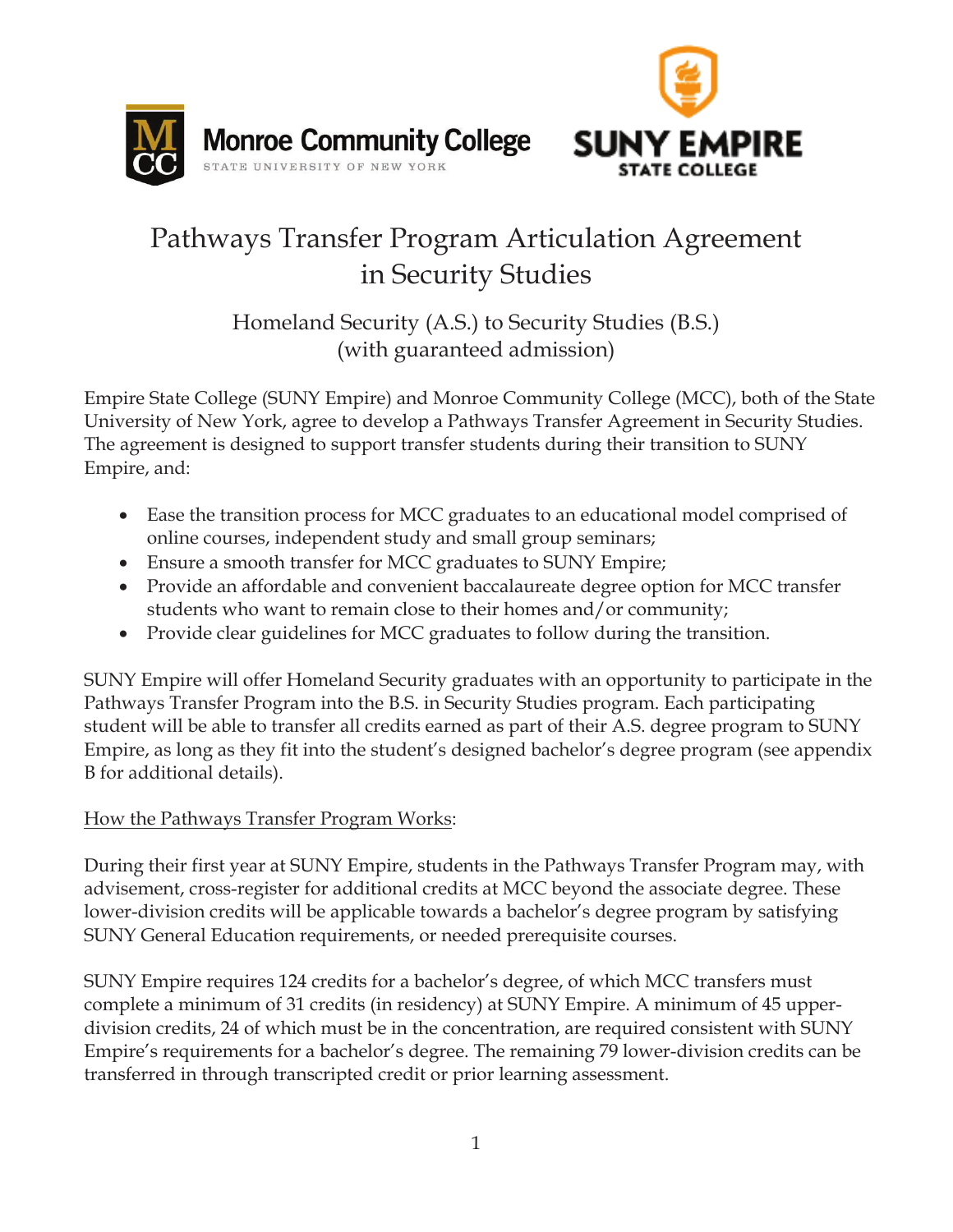Monroe Community College
STATE UNIVERSITY OF NEW YORK

SUNY EMPIRE STATE COLLEGE

# Pathways Transfer Program Articulation Agreement in Security Studies

## Homeland Security (A.S.) to Security Studies (B.S.) (with guaranteed admission)

Empire State College (SUNY Empire) and Monroe Community College (MCC), both of the State University of New York, agree to develop a Pathways Transfer Agreement in Security Studies. The agreement is designed to support transfer students during their transition to SUNY Empire, and:

- Ease the transition process for MCC graduates to an educational model comprised of online courses, independent study and small group seminars;
- Ensure a smooth transfer for MCC graduates to SUNY Empire;
- Provide an affordable and convenient baccalaureate degree option for MCC transfer students who want to remain close to their homes and/or community;
- Provide clear guidelines for MCC graduates to follow during the transition.

SUNY Empire will offer Homeland Security graduates with an opportunity to participate in the Pathways Transfer Program into the B.S. in Security Studies program. Each participating student will be able to transfer all credits earned as part of their A.S. degree program to SUNY Empire, as long as they fit into the student's designed bachelor's degree program (see appendix B for additional details).

<u>How the Pathways Transfer Program Works</u>:

During their first year at SUNY Empire, students in the Pathways Transfer Program may, with advisement, cross-register for additional credits at MCC beyond the associate degree. These lower-division credits will be applicable towards a bachelor's degree program by satisfying SUNY General Education requirements, or needed prerequisite courses.

SUNY Empire requires 124 credits for a bachelor's degree, of which MCC transfers must complete a minimum of 31 credits (in residency) at SUNY Empire. A minimum of 45 upper-division credits, 24 of which must be in the concentration, are required consistent with SUNY Empire's requirements for a bachelor's degree. The remaining 79 lower-division credits can be transferred in through transcripted credit or prior learning assessment.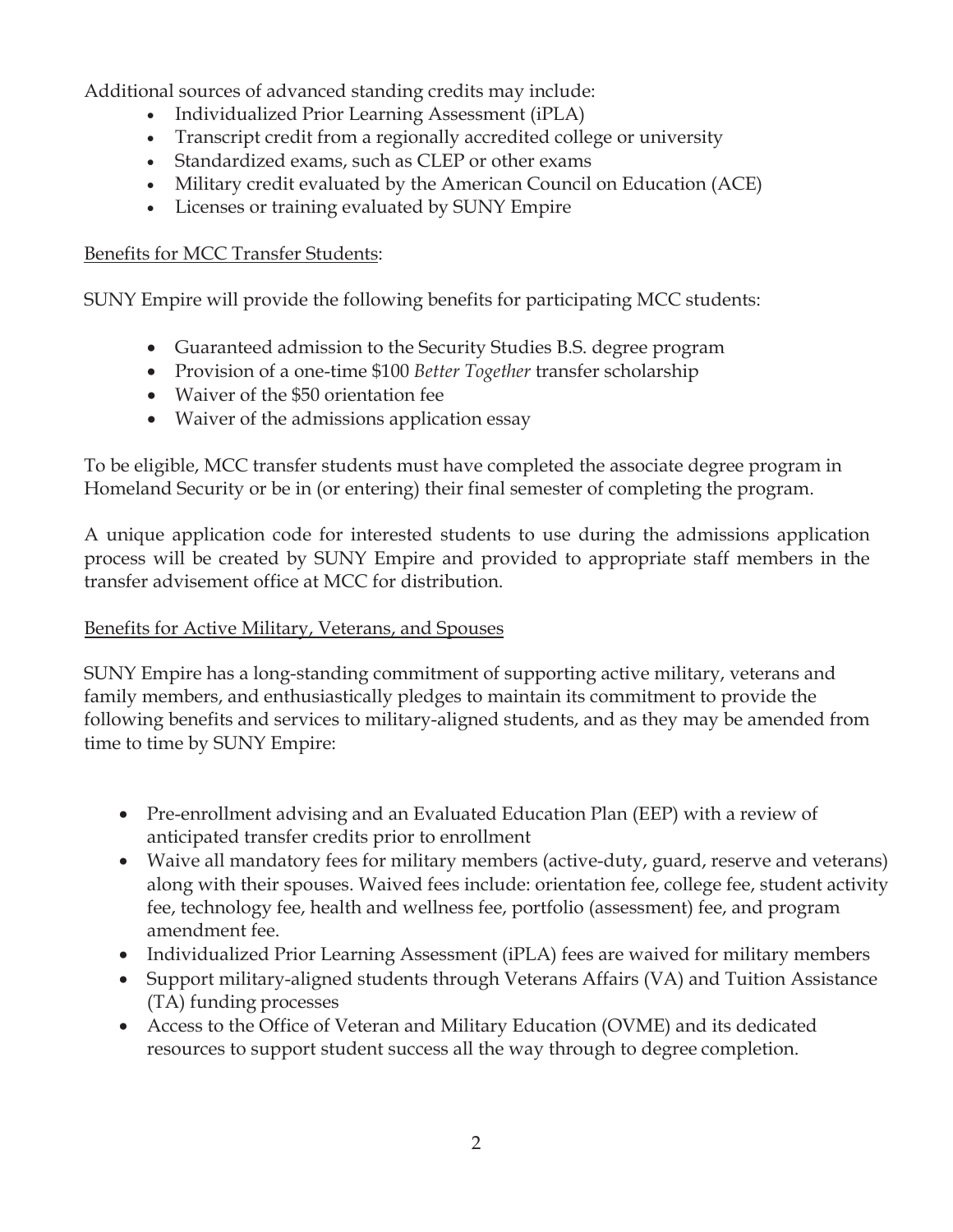Additional sources of advanced standing credits may include:

- Individualized Prior Learning Assessment (iPLA)
- Transcript credit from a regionally accredited college or university
- Standardized exams, such as CLEP or other exams
- Military credit evaluated by the American Council on Education (ACE)
- Licenses or training evaluated by SUNY Empire

<u>Benefits for MCC Transfer Students</u>:

SUNY Empire will provide the following benefits for participating MCC students:

- Guaranteed admission to the Security Studies B.S. degree program
- Provision of a one-time $100 *Better Together* transfer scholarship
- Waiver of the $50 orientation fee
- Waiver of the admissions application essay

To be eligible, MCC transfer students must have completed the associate degree program in Homeland Security or be in (or entering) their final semester of completing the program.

A unique application code for interested students to use during the admissions application process will be created by SUNY Empire and provided to appropriate staff members in the transfer advisement office at MCC for distribution.

<u>Benefits for Active Military, Veterans, and Spouses</u>

SUNY Empire has a long-standing commitment of supporting active military, veterans and family members, and enthusiastically pledges to maintain its commitment to provide the following benefits and services to military-aligned students, and as they may be amended from time to time by SUNY Empire:

- Pre-enrollment advising and an Evaluated Education Plan (EEP) with a review of anticipated transfer credits prior to enrollment
- Waive all mandatory fees for military members (active-duty, guard, reserve and veterans) along with their spouses. Waived fees include: orientation fee, college fee, student activity fee, technology fee, health and wellness fee, portfolio (assessment) fee, and program amendment fee.
- Individualized Prior Learning Assessment (iPLA) fees are waived for military members
- Support military-aligned students through Veterans Affairs (VA) and Tuition Assistance (TA) funding processes
- Access to the Office of Veteran and Military Education (OVME) and its dedicated resources to support student success all the way through to degree completion.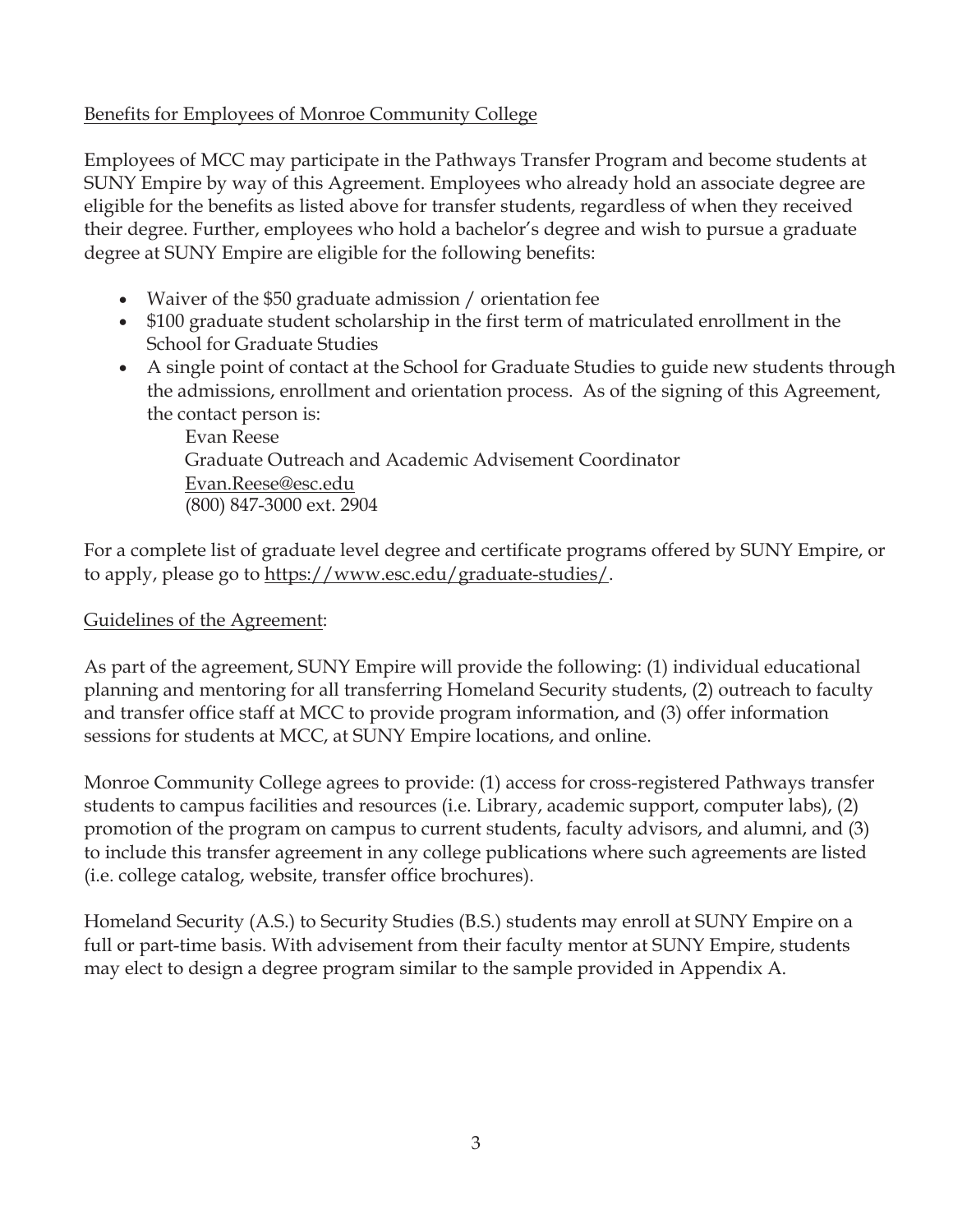Benefits for Employees of Monroe Community College

Employees of MCC may participate in the Pathways Transfer Program and become students at SUNY Empire by way of this Agreement. Employees who already hold an associate degree are eligible for the benefits as listed above for transfer students, regardless of when they received their degree. Further, employees who hold a bachelor's degree and wish to pursue a graduate degree at SUNY Empire are eligible for the following benefits:

- Waiver of the $50 graduate admission / orientation fee
- $100 graduate student scholarship in the first term of matriculated enrollment in the School for Graduate Studies
- A single point of contact at the School for Graduate Studies to guide new students through the admissions, enrollment and orientation process. As of the signing of this Agreement, the contact person is:
  
  Evan Reese  
  Graduate Outreach and Academic Advisement Coordinator  
  Evan.Reese@esc.edu  
  (800) 847-3000 ext. 2904

For a complete list of graduate level degree and certificate programs offered by SUNY Empire, or to apply, please go to https://www.esc.edu/graduate-studies/.

Guidelines of the Agreement:

As part of the agreement, SUNY Empire will provide the following: (1) individual educational planning and mentoring for all transferring Homeland Security students, (2) outreach to faculty and transfer office staff at MCC to provide program information, and (3) offer information sessions for students at MCC, at SUNY Empire locations, and online.

Monroe Community College agrees to provide: (1) access for cross-registered Pathways transfer students to campus facilities and resources (i.e. Library, academic support, computer labs), (2) promotion of the program on campus to current students, faculty advisors, and alumni, and (3) to include this transfer agreement in any college publications where such agreements are listed (i.e. college catalog, website, transfer office brochures).

Homeland Security (A.S.) to Security Studies (B.S.) students may enroll at SUNY Empire on a full or part-time basis. With advisement from their faculty mentor at SUNY Empire, students may elect to design a degree program similar to the sample provided in Appendix A.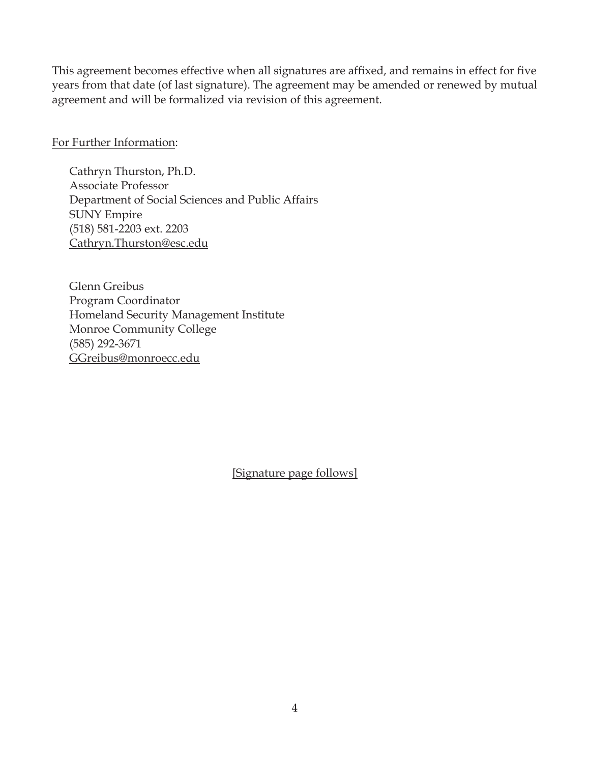This agreement becomes effective when all signatures are affixed, and remains in effect for five years from that date (of last signature). The agreement may be amended or renewed by mutual agreement and will be formalized via revision of this agreement.

For Further Information:

Cathryn Thurston, Ph.D.  
Associate Professor  
Department of Social Sciences and Public Affairs  
SUNY Empire  
(518) 581-2203 ext. 2203  
Cathryn.Thurston@esc.edu

Glenn Greibus  
Program Coordinator  
Homeland Security Management Institute  
Monroe Community College  
(585) 292-3671  
GGreibus@monroecc.edu

[Signature page follows]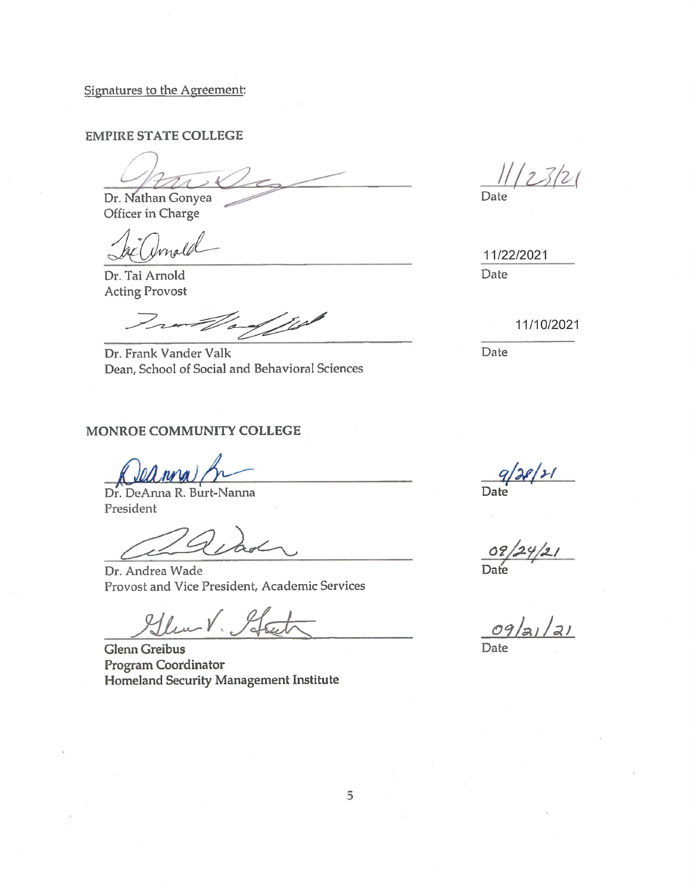Signatures to the Agreement:

**EMPIRE STATE COLLEGE**

_______________________________ 11/23/21
Dr. Nathan Gonyea
Officer in Charge
Date

_______________________________ 11/22/2021
Dr. Tai Arnold
Acting Provost
Date

_______________________________ 11/10/2021
Dr. Frank Vander Valk
Dean, School of Social and Behavioral Sciences
Date

**MONROE COMMUNITY COLLEGE**

_______________________________ 9/28/21
Dr. DeAnna R. Burt-Nanna
President
Date

_______________________________ 09/24/21
Dr. Andrea Wade
Provost and Vice President, Academic Services
Date

_______________________________ 09/21/21
**Glenn Greibus**
**Program Coordinator**
**Homeland Security Management Institute**
Date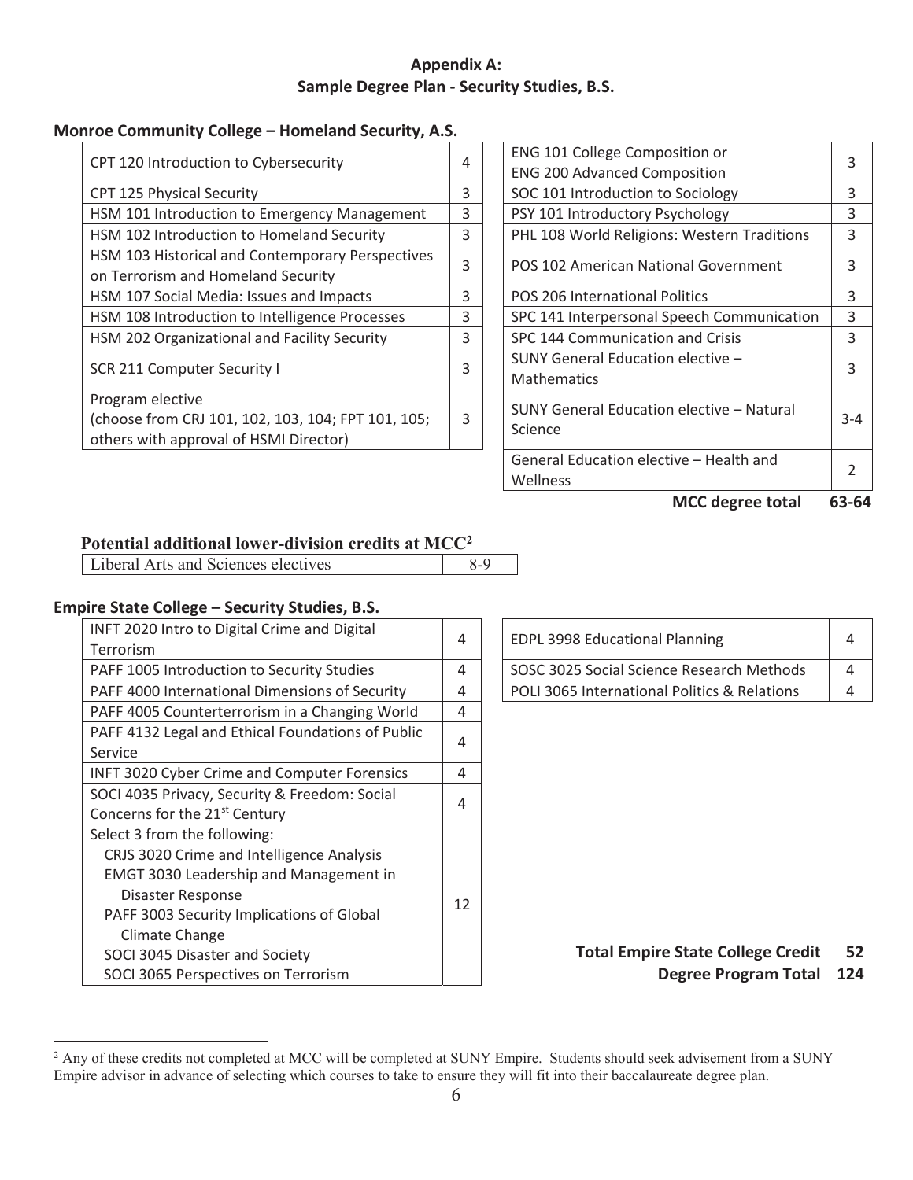# Appendix A:
## Sample Degree Plan - Security Studies, B.S.

### Monroe Community College – Homeland Security, A.S.

| Course | Credits |
|---|---|
| CPT 120 Introduction to Cybersecurity | 4 |
| CPT 125 Physical Security | 3 |
| HSM 101 Introduction to Emergency Management | 3 |
| HSM 102 Introduction to Homeland Security | 3 |
| HSM 103 Historical and Contemporary Perspectives on Terrorism and Homeland Security | 3 |
| HSM 107 Social Media: Issues and Impacts | 3 |
| HSM 108 Introduction to Intelligence Processes | 3 |
| HSM 202 Organizational and Facility Security | 3 |
| SCR 211 Computer Security I | 3 |
| Program elective (choose from CRJ 101, 102, 103, 104; FPT 101, 105; others with approval of HSMI Director) | 3 |

| Course | Credits |
|---|---|
| ENG 101 College Composition or ENG 200 Advanced Composition | 3 |
| SOC 101 Introduction to Sociology | 3 |
| PSY 101 Introductory Psychology | 3 |
| PHL 108 World Religions: Western Traditions | 3 |
| POS 102 American National Government | 3 |
| POS 206 International Politics | 3 |
| SPC 141 Interpersonal Speech Communication | 3 |
| SPC 144 Communication and Crisis | 3 |
| SUNY General Education elective – Mathematics | 3 |
| SUNY General Education elective – Natural Science | 3-4 |
| General Education elective – Health and Wellness | 2 |

**MCC degree total 63-64**

### Potential additional lower-division credits at MCC[2]

| Course | Credits |
|---|---|
| Liberal Arts and Sciences electives | 8-9 |

### Empire State College – Security Studies, B.S.

| Course | Credits |
|---|---|
| INFT 2020 Intro to Digital Crime and Digital Terrorism | 4 |
| PAFF 1005 Introduction to Security Studies | 4 |
| PAFF 4000 International Dimensions of Security | 4 |
| PAFF 4005 Counterterrorism in a Changing World | 4 |
| PAFF 4132 Legal and Ethical Foundations of Public Service | 4 |
| INFT 3020 Cyber Crime and Computer Forensics | 4 |
| SOCI 4035 Privacy, Security & Freedom: Social Concerns for the 21st Century | 4 |
| Select 3 from the following:<br>CRJS 3020 Crime and Intelligence Analysis<br>EMGT 3030 Leadership and Management in Disaster Response<br>PAFF 3003 Security Implications of Global Climate Change<br>SOCI 3045 Disaster and Society<br>SOCI 3065 Perspectives on Terrorism | 12 |

| Course | Credits |
|---|---|
| EDPL 3998 Educational Planning | 4 |
| SOSC 3025 Social Science Research Methods | 4 |
| POLI 3065 International Politics & Relations | 4 |

**Total Empire State College Credit 52**

**Degree Program Total 124**

---

[2] Any of these credits not completed at MCC will be completed at SUNY Empire. Students should seek advisement from a SUNY Empire advisor in advance of selecting which courses to take to ensure they will fit into their baccalaureate degree plan.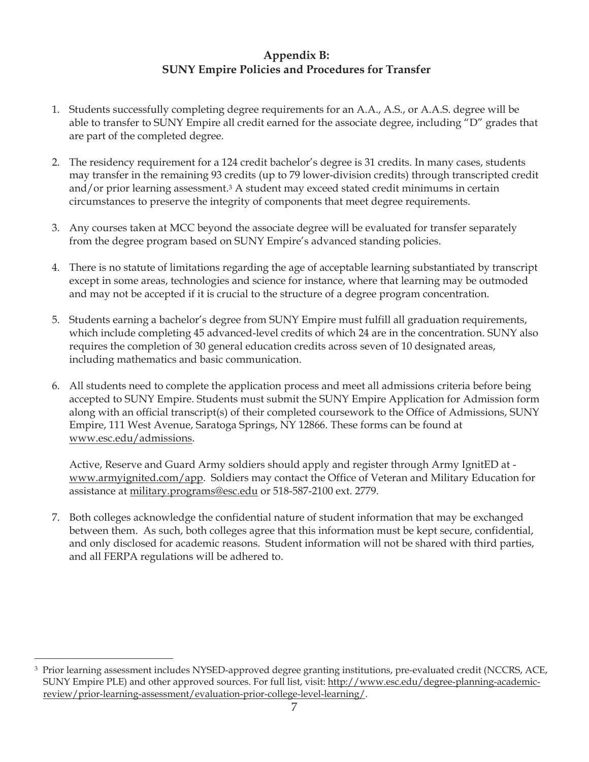## Appendix B:
## SUNY Empire Policies and Procedures for Transfer

1. Students successfully completing degree requirements for an A.A., A.S., or A.A.S. degree will be able to transfer to SUNY Empire all credit earned for the associate degree, including "D" grades that are part of the completed degree.

2. The residency requirement for a 124 credit bachelor's degree is 31 credits. In many cases, students may transfer in the remaining 93 credits (up to 79 lower-division credits) through transcripted credit and/or prior learning assessment.[3] A student may exceed stated credit minimums in certain circumstances to preserve the integrity of components that meet degree requirements.

3. Any courses taken at MCC beyond the associate degree will be evaluated for transfer separately from the degree program based on SUNY Empire's advanced standing policies.

4. There is no statute of limitations regarding the age of acceptable learning substantiated by transcript except in some areas, technologies and science for instance, where that learning may be outmoded and may not be accepted if it is crucial to the structure of a degree program concentration.

5. Students earning a bachelor's degree from SUNY Empire must fulfill all graduation requirements, which include completing 45 advanced-level credits of which 24 are in the concentration. SUNY also requires the completion of 30 general education credits across seven of 10 designated areas, including mathematics and basic communication.

6. All students need to complete the application process and meet all admissions criteria before being accepted to SUNY Empire. Students must submit the SUNY Empire Application for Admission form along with an official transcript(s) of their completed coursework to the Office of Admissions, SUNY Empire, 111 West Avenue, Saratoga Springs, NY 12866. These forms can be found at www.esc.edu/admissions.

   Active, Reserve and Guard Army soldiers should apply and register through Army IgnitED at - www.armyignited.com/app. Soldiers may contact the Office of Veteran and Military Education for assistance at military.programs@esc.edu or 518-587-2100 ext. 2779.

7. Both colleges acknowledge the confidential nature of student information that may be exchanged between them. As such, both colleges agree that this information must be kept secure, confidential, and only disclosed for academic reasons. Student information will not be shared with third parties, and all FERPA regulations will be adhered to.

---

[3] Prior learning assessment includes NYSED-approved degree granting institutions, pre-evaluated credit (NCCRS, ACE, SUNY Empire PLE) and other approved sources. For full list, visit: http://www.esc.edu/degree-planning-academic-review/prior-learning-assessment/evaluation-prior-college-level-learning/.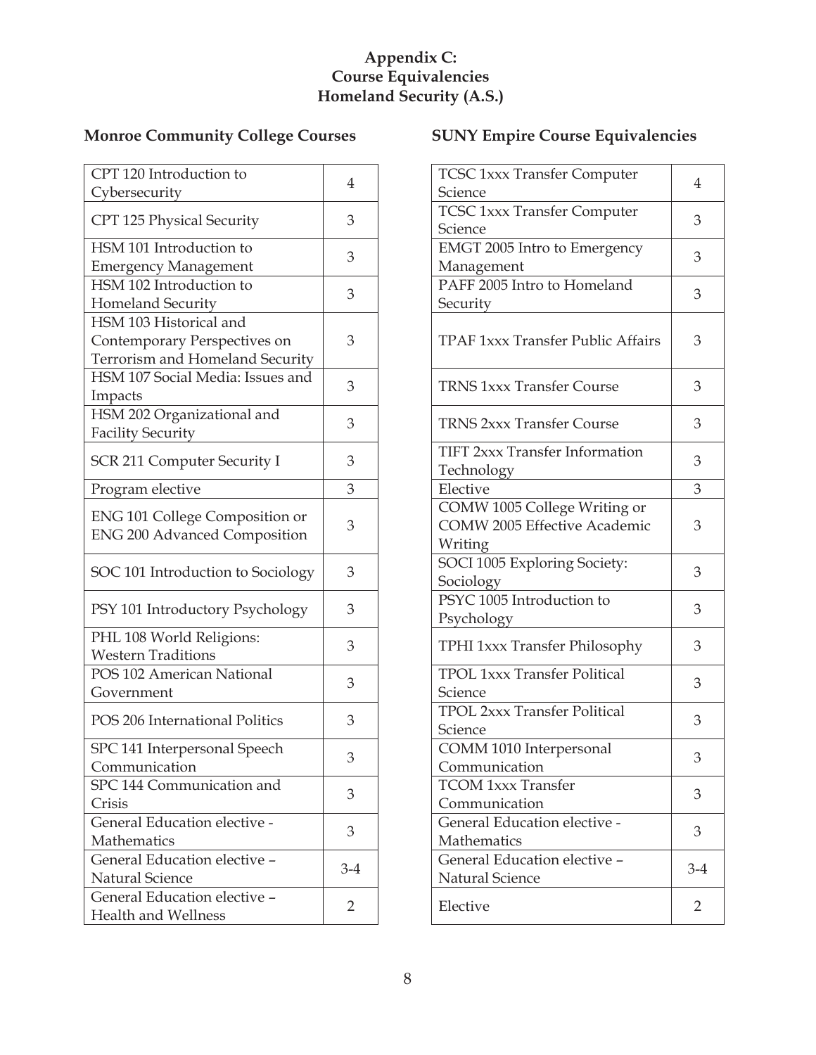# Appendix C:
# Course Equivalencies
# Homeland Security (A.S.)

**Monroe Community College Courses** | **SUNY Empire Course Equivalencies**

| Monroe Community College Courses | Credits | SUNY Empire Course Equivalencies | Credits |
|---|---|---|---|
| CPT 120 Introduction to Cybersecurity | 4 | TCSC 1xxx Transfer Computer Science | 4 |
| CPT 125 Physical Security | 3 | TCSC 1xxx Transfer Computer Science | 3 |
| HSM 101 Introduction to Emergency Management | 3 | EMGT 2005 Intro to Emergency Management | 3 |
| HSM 102 Introduction to Homeland Security | 3 | PAFF 2005 Intro to Homeland Security | 3 |
| HSM 103 Historical and Contemporary Perspectives on Terrorism and Homeland Security | 3 | TPAF 1xxx Transfer Public Affairs | 3 |
| HSM 107 Social Media: Issues and Impacts | 3 | TRNS 1xxx Transfer Course | 3 |
| HSM 202 Organizational and Facility Security | 3 | TRNS 2xxx Transfer Course | 3 |
| SCR 211 Computer Security I | 3 | TIFT 2xxx Transfer Information Technology | 3 |
| Program elective | 3 | Elective | 3 |
| ENG 101 College Composition or ENG 200 Advanced Composition | 3 | COMW 1005 College Writing or COMW 2005 Effective Academic Writing | 3 |
| SOC 101 Introduction to Sociology | 3 | SOCI 1005 Exploring Society: Sociology | 3 |
| PSY 101 Introductory Psychology | 3 | PSYC 1005 Introduction to Psychology | 3 |
| PHL 108 World Religions: Western Traditions | 3 | TPHI 1xxx Transfer Philosophy | 3 |
| POS 102 American National Government | 3 | TPOL 1xxx Transfer Political Science | 3 |
| POS 206 International Politics | 3 | TPOL 2xxx Transfer Political Science | 3 |
| SPC 141 Interpersonal Speech Communication | 3 | COMM 1010 Interpersonal Communication | 3 |
| SPC 144 Communication and Crisis | 3 | TCOM 1xxx Transfer Communication | 3 |
| General Education elective - Mathematics | 3 | General Education elective - Mathematics | 3 |
| General Education elective – Natural Science | 3-4 | General Education elective – Natural Science | 3-4 |
| General Education elective – Health and Wellness | 2 | Elective | 2 |